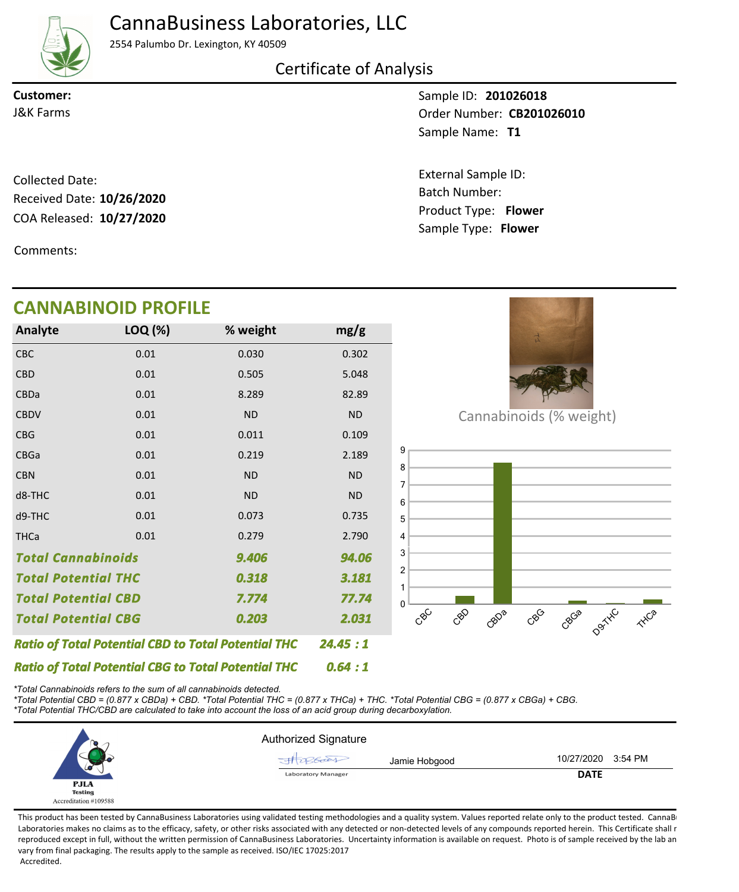# CannaBusiness Laboratories, LLC

2554 Palumbo Dr. Lexington, KY 40509

## Certificate of Analysis

**Customer:**
J&K Farms

Sample ID: **201026018**
Order Number: **CB201026010**
Sample Name: **T1**

Collected Date:
Received Date: **10/26/2020**
COA Released: **10/27/2020**

External Sample ID:
Batch Number:
Product Type: **Flower**
Sample Type: **Flower**

Comments:

## CANNABINOID PROFILE

| Analyte | LOQ (%) | % weight | mg/g |
|---|---|---|---|
| CBC | 0.01 | 0.030 | 0.302 |
| CBD | 0.01 | 0.505 | 5.048 |
| CBDa | 0.01 | 8.289 | 82.89 |
| CBDV | 0.01 | ND | ND |
| CBG | 0.01 | 0.011 | 0.109 |
| CBGa | 0.01 | 0.219 | 2.189 |
| CBN | 0.01 | ND | ND |
| d8-THC | 0.01 | ND | ND |
| d9-THC | 0.01 | 0.073 | 0.735 |
| THCa | 0.01 | 0.279 | 2.790 |
| ***Total Cannabinoids*** | | ***9.406*** | ***94.06*** |
| ***Total Potential THC*** | | ***0.318*** | ***3.181*** |
| ***Total Potential CBD*** | | ***7.774*** | ***77.74*** |
| ***Total Potential CBG*** | | ***0.203*** | ***2.031*** |

***Ratio of Total Potential CBD to Total Potential THC*** ***24.45 : 1***

***Ratio of Total Potential CBG to Total Potential THC*** ***0.64 : 1***

Cannabinoids (% weight)

*\*Total Cannabinoids refers to the sum of all cannabinoids detected.*
*\*Total Potential CBD = (0.877 x CBDa) + CBD. \*Total Potential THC = (0.877 x THCa) + THC. \*Total Potential CBG = (0.877 x CBGa) + CBG.*
*\*Total Potential THC/CBD are calculated to take into account the loss of an acid group during decarboxylation.*

PJLA Testing
Accreditation #109588

Authorized Signature

Jamie Hobgood — Laboratory Manager

10/27/2020 3:54 PM
**DATE**

This product has been tested by CannaBusiness Laboratories using validated testing methodologies and a quality system. Values reported relate only to the product tested. CannaBusiness Laboratories makes no claims as to the efficacy, safety, or other risks associated with any detected or non-detected levels of any compounds reported herein. This Certificate shall not be reproduced except in full, without the written permission of CannaBusiness Laboratories. Uncertainty information is available on request. Photo is of sample received by the lab and may vary from final packaging. The results apply to the sample as received. ISO/IEC 17025:2017 Accredited.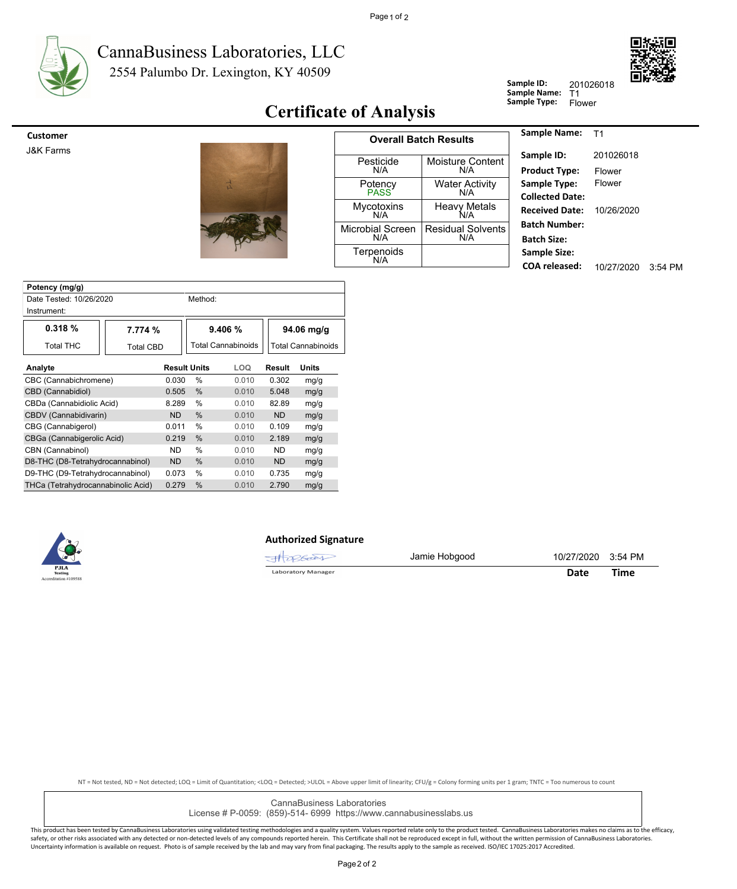# CannaBusiness Laboratories, LLC

2554 Palumbo Dr. Lexington, KY 40509

**Sample ID:** 201026018
**Sample Name:** T1
**Sample Type:** Flower

## Certificate of Analysis

**Customer**

J&K Farms

| Overall Batch Results | |
|---|---|
| Pesticide N/A | Moisture Content N/A |
| Potency PASS | Water Activity N/A |
| Mycotoxins N/A | Heavy Metals N/A |
| Microbial Screen N/A | Residual Solvents N/A |
| Terpenoids N/A | |

| | |
|---|---|
| **Sample Name:** | T1 |
| **Sample ID:** | 201026018 |
| **Product Type:** | Flower |
| **Sample Type:** | Flower |
| **Collected Date:** | |
| **Received Date:** | 10/26/2020 |
| **Batch Number:** | |
| **Batch Size:** | |
| **Sample Size:** | |
| **COA released:** | 10/27/2020 3:54 PM |

**Potency (mg/g)**

Date Tested: 10/26/2020

Method:

Instrument:

| 0.318 % | 7.774 % | 9.406 % | 94.06 mg/g |
|---|---|---|---|
| Total THC | Total CBD | Total Cannabinoids | Total Cannabinoids |

| Analyte | Result | Units | LOQ | Result | Units |
|---|---|---|---|---|---|
| CBC (Cannabichromene) | 0.030 | % | 0.010 | 0.302 | mg/g |
| CBD (Cannabidiol) | 0.505 | % | 0.010 | 5.048 | mg/g |
| CBDa (Cannabidiolic Acid) | 8.289 | % | 0.010 | 82.89 | mg/g |
| CBDV (Cannabidivarin) | ND | % | 0.010 | ND | mg/g |
| CBG (Cannabigerol) | 0.011 | % | 0.010 | 0.109 | mg/g |
| CBGa (Cannabigerolic Acid) | 0.219 | % | 0.010 | 2.189 | mg/g |
| CBN (Cannabinol) | ND | % | 0.010 | ND | mg/g |
| D8-THC (D8-Tetrahydrocannabinol) | ND | % | 0.010 | ND | mg/g |
| D9-THC (D9-Tetrahydrocannabinol) | 0.073 | % | 0.010 | 0.735 | mg/g |
| THCa (Tetrahydrocannabinolic Acid) | 0.279 | % | 0.010 | 2.790 | mg/g |

PJLA Testing Accreditation #109588

**Authorized Signature**

| Laboratory Manager | Jamie Hobgood | 10/27/2020 | 3:54 PM |
|---|---|---|---|
| | | **Date** | **Time** |

NT = Not tested, ND = Not detected; LOQ = Limit of Quantitation; <LOQ = Detected; >ULOL = Above upper limit of linearity; CFU/g = Colony forming units per 1 gram; TNTC = Too numerous to count

CannaBusiness Laboratories
License # P-0059: (859)-514- 6999 https://www.cannabusinesslabs.us

This product has been tested by CannaBusiness Laboratories using validated testing methodologies and a quality system. Values reported relate only to the product tested. CannaBusiness Laboratories makes no claims as to the efficacy, safety, or other risks associated with any detected or non-detected levels of any compounds reported herein. This Certificate shall not be reproduced except in full, without the written permission of CannaBusiness Laboratories. Uncertainty information is available on request. Photo is of sample received by the lab and may vary from final packaging. The results apply to the sample as received. ISO/IEC 17025:2017 Accredited.